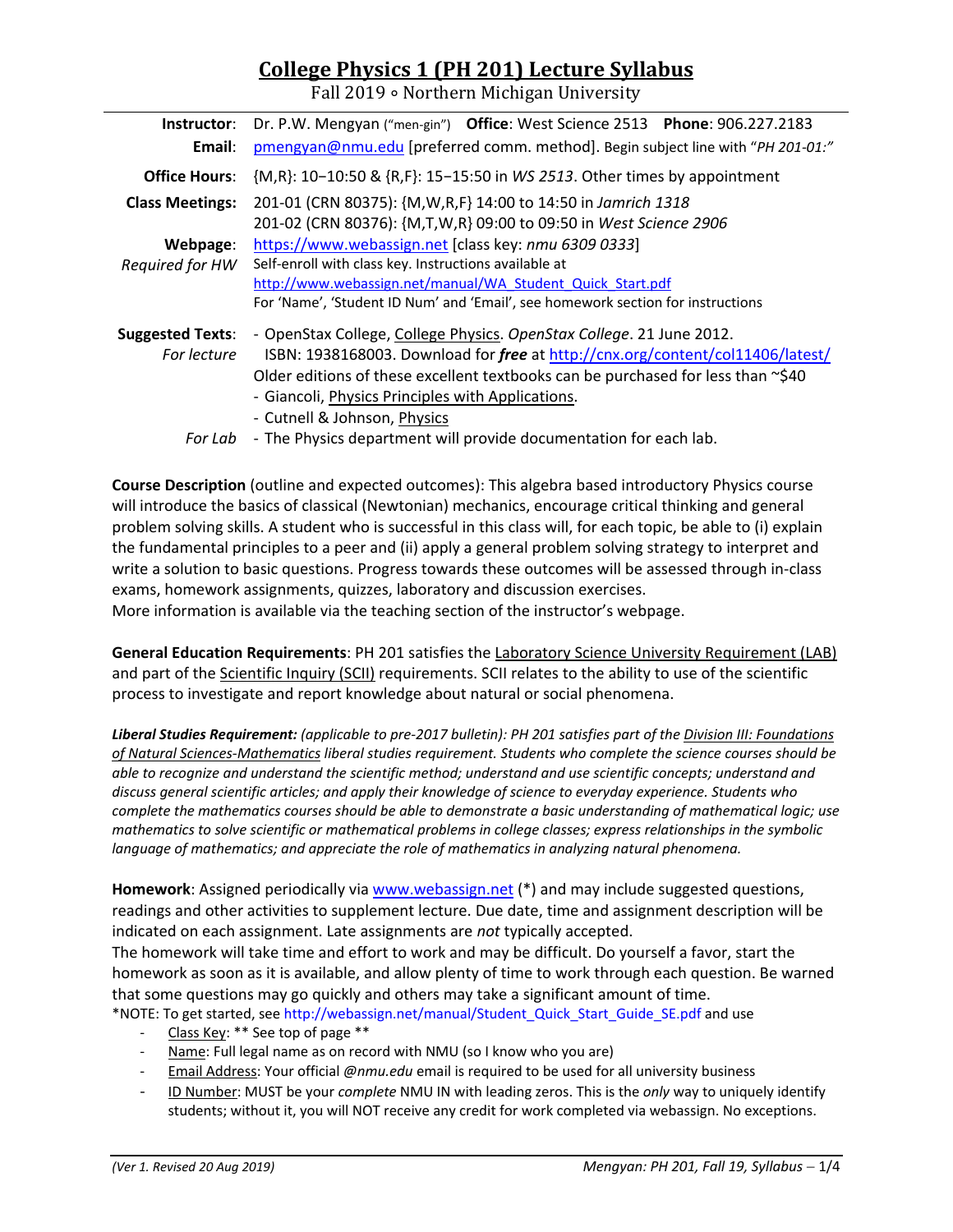# College Physics 1 (PH 201) Lecture Syllabus

Fall 2019 ∘ Northern Michigan University

| | |
|---|---|
| **Instructor**: | Dr. P.W. Mengyan ("men-gin") **Office**: West Science 2513 **Phone**: 906.227.2183 |
| **Email**: | pmengyan@nmu.edu [preferred comm. method]. Begin subject line with "*PH 201-01:*" |
| **Office Hours**: | {M,R}: 10−10:50 & {R,F}: 15−15:50 in *WS 2513*. Other times by appointment |
| **Class Meetings**: | 201-01 (CRN 80375): {M,W,R,F} 14:00 to 14:50 in *Jamrich 1318*<br>201-02 (CRN 80376): {M,T,W,R} 09:00 to 09:50 in *West Science 2906* |
| **Webpage**:<br>*Required for HW* | https://www.webassign.net [class key: *nmu 6309 0333*]<br>Self-enroll with class key. Instructions available at<br>http://www.webassign.net/manual/WA_Student_Quick_Start.pdf<br>For 'Name', 'Student ID Num' and 'Email', see homework section for instructions |
| **Suggested Texts**:<br>*For lecture* | - OpenStax College, College Physics. *OpenStax College*. 21 June 2012.<br>ISBN: 1938168003. Download for ***free*** at http://cnx.org/content/col11406/latest/<br>Older editions of these excellent textbooks can be purchased for less than ~$40<br>- Giancoli, Physics Principles with Applications.<br>- Cutnell & Johnson, Physics |
| *For Lab* | - The Physics department will provide documentation for each lab. |

**Course Description** (outline and expected outcomes): This algebra based introductory Physics course will introduce the basics of classical (Newtonian) mechanics, encourage critical thinking and general problem solving skills. A student who is successful in this class will, for each topic, be able to (i) explain the fundamental principles to a peer and (ii) apply a general problem solving strategy to interpret and write a solution to basic questions. Progress towards these outcomes will be assessed through in-class exams, homework assignments, quizzes, laboratory and discussion exercises.
More information is available via the teaching section of the instructor's webpage.

**General Education Requirements**: PH 201 satisfies the Laboratory Science University Requirement (LAB) and part of the Scientific Inquiry (SCII) requirements. SCII relates to the ability to use of the scientific process to investigate and report knowledge about natural or social phenomena.

***Liberal Studies Requirement:*** *(applicable to pre-2017 bulletin): PH 201 satisfies part of the Division III: Foundations of Natural Sciences-Mathematics liberal studies requirement. Students who complete the science courses should be able to recognize and understand the scientific method; understand and use scientific concepts; understand and discuss general scientific articles; and apply their knowledge of science to everyday experience. Students who complete the mathematics courses should be able to demonstrate a basic understanding of mathematical logic; use mathematics to solve scientific or mathematical problems in college classes; express relationships in the symbolic language of mathematics; and appreciate the role of mathematics in analyzing natural phenomena.*

**Homework**: Assigned periodically via www.webassign.net (*) and may include suggested questions, readings and other activities to supplement lecture. Due date, time and assignment description will be indicated on each assignment. Late assignments are *not* typically accepted.
The homework will take time and effort to work and may be difficult. Do yourself a favor, start the homework as soon as it is available, and allow plenty of time to work through each question. Be warned that some questions may go quickly and others may take a significant amount of time.
*NOTE: To get started, see http://webassign.net/manual/Student_Quick_Start_Guide_SE.pdf and use

- Class Key: ** See top of page **
- Name: Full legal name as on record with NMU (so I know who you are)
- Email Address: Your official *@nmu.edu* email is required to be used for all university business
- ID Number: MUST be your *complete* NMU IN with leading zeros. This is the *only* way to uniquely identify students; without it, you will NOT receive any credit for work completed via webassign. No exceptions.

*(Ver 1. Revised 20 Aug 2019)*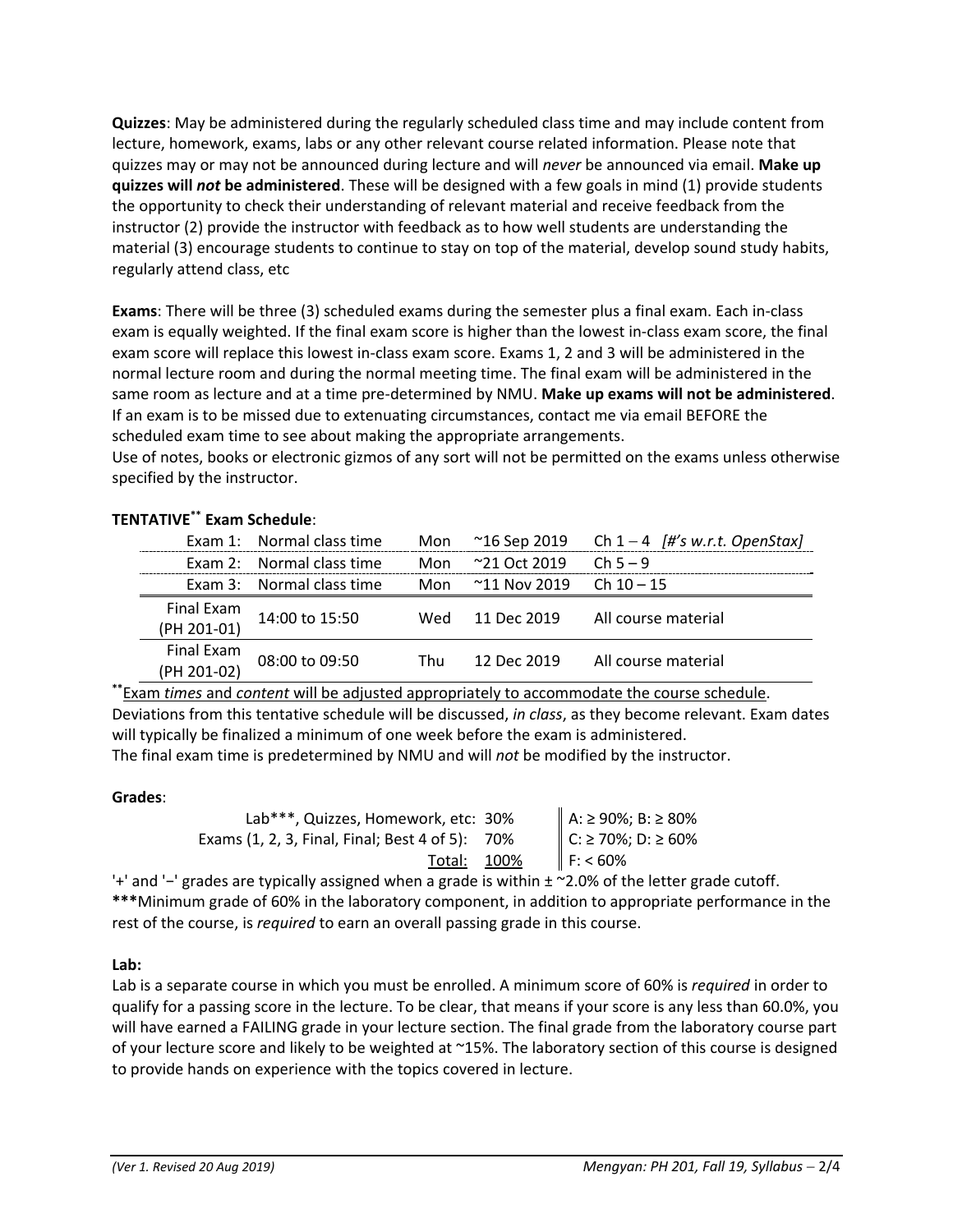**Quizzes**: May be administered during the regularly scheduled class time and may include content from lecture, homework, exams, labs or any other relevant course related information. Please note that quizzes may or may not be announced during lecture and will *never* be announced via email. **Make up quizzes will *not* be administered**. These will be designed with a few goals in mind (1) provide students the opportunity to check their understanding of relevant material and receive feedback from the instructor (2) provide the instructor with feedback as to how well students are understanding the material (3) encourage students to continue to stay on top of the material, develop sound study habits, regularly attend class, etc

**Exams**: There will be three (3) scheduled exams during the semester plus a final exam. Each in-class exam is equally weighted. If the final exam score is higher than the lowest in-class exam score, the final exam score will replace this lowest in-class exam score. Exams 1, 2 and 3 will be administered in the normal lecture room and during the normal meeting time. The final exam will be administered in the same room as lecture and at a time pre-determined by NMU. **Make up exams will not be administered**. If an exam is to be missed due to extenuating circumstances, contact me via email BEFORE the scheduled exam time to see about making the appropriate arrangements.
Use of notes, books or electronic gizmos of any sort will not be permitted on the exams unless otherwise specified by the instructor.

**TENTATIVE\*\* Exam Schedule**:

| | | | | |
|---|---|---|---|---|
| Exam 1: | Normal class time | Mon | ~16 Sep 2019 | Ch 1 – 4 *[#'s w.r.t. OpenStax]* |
| Exam 2: | Normal class time | Mon | ~21 Oct 2019 | Ch 5 – 9 |
| Exam 3: | Normal class time | Mon | ~11 Nov 2019 | Ch 10 – 15 |
| Final Exam (PH 201-01) | 14:00 to 15:50 | Wed | 11 Dec 2019 | All course material |
| Final Exam (PH 201-02) | 08:00 to 09:50 | Thu | 12 Dec 2019 | All course material |

\*\*Exam *times* and *content* will be adjusted appropriately to accommodate the course schedule.
Deviations from this tentative schedule will be discussed, *in class*, as they become relevant. Exam dates will typically be finalized a minimum of one week before the exam is administered.
The final exam time is predetermined by NMU and will *not* be modified by the instructor.

**Grades**:

| Component | Weight | Grade cutoffs |
|---|---|---|
| Lab\*\*\*, Quizzes, Homework, etc: | 30% | A: ≥ 90%; B: ≥ 80% |
| Exams (1, 2, 3, Final, Final; Best 4 of 5): | 70% | C: ≥ 70%; D: ≥ 60% |
| Total: | 100% | F: < 60% |

'+' and '−' grades are typically assigned when a grade is within ± ~2.0% of the letter grade cutoff.
**\*\*\***Minimum grade of 60% in the laboratory component, in addition to appropriate performance in the rest of the course, is *required* to earn an overall passing grade in this course.

**Lab:**
Lab is a separate course in which you must be enrolled. A minimum score of 60% is *required* in order to qualify for a passing score in the lecture. To be clear, that means if your score is any less than 60.0%, you will have earned a FAILING grade in your lecture section. The final grade from the laboratory course part of your lecture score and likely to be weighted at ~15%. The laboratory section of this course is designed to provide hands on experience with the topics covered in lecture.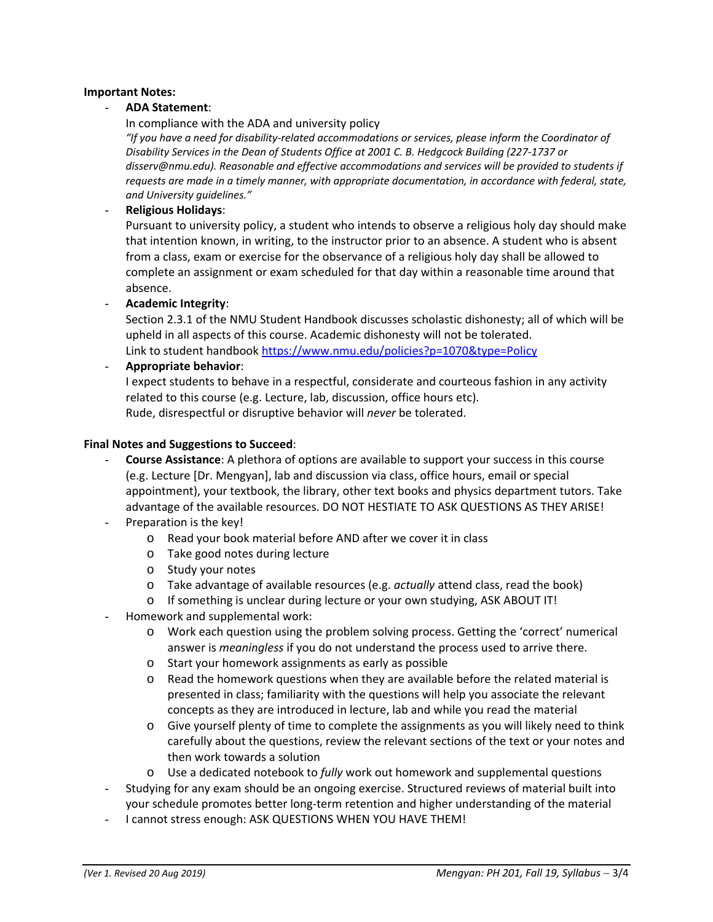**Important Notes:**

- **ADA Statement**:

  In compliance with the ADA and university policy

  *"If you have a need for disability-related accommodations or services, please inform the Coordinator of Disability Services in the Dean of Students Office at 2001 C. B. Hedgcock Building (227-1737 or disserv@nmu.edu). Reasonable and effective accommodations and services will be provided to students if requests are made in a timely manner, with appropriate documentation, in accordance with federal, state, and University guidelines."*

- **Religious Holidays**:

  Pursuant to university policy, a student who intends to observe a religious holy day should make that intention known, in writing, to the instructor prior to an absence. A student who is absent from a class, exam or exercise for the observance of a religious holy day shall be allowed to complete an assignment or exam scheduled for that day within a reasonable time around that absence.

- **Academic Integrity**:

  Section 2.3.1 of the NMU Student Handbook discusses scholastic dishonesty; all of which will be upheld in all aspects of this course. Academic dishonesty will not be tolerated.

  Link to student handbook https://www.nmu.edu/policies?p=1070&type=Policy

- **Appropriate behavior**:

  I expect students to behave in a respectful, considerate and courteous fashion in any activity related to this course (e.g. Lecture, lab, discussion, office hours etc).

  Rude, disrespectful or disruptive behavior will *never* be tolerated.

**Final Notes and Suggestions to Succeed**:

- **Course Assistance**: A plethora of options are available to support your success in this course (e.g. Lecture [Dr. Mengyan], lab and discussion via class, office hours, email or special appointment), your textbook, the library, other text books and physics department tutors. Take advantage of the available resources. DO NOT HESTIATE TO ASK QUESTIONS AS THEY ARISE!
- Preparation is the key!
  - Read your book material before AND after we cover it in class
  - Take good notes during lecture
  - Study your notes
  - Take advantage of available resources (e.g. *actually* attend class, read the book)
  - If something is unclear during lecture or your own studying, ASK ABOUT IT!
- Homework and supplemental work:
  - Work each question using the problem solving process. Getting the 'correct' numerical answer is *meaningless* if you do not understand the process used to arrive there.
  - Start your homework assignments as early as possible
  - Read the homework questions when they are available before the related material is presented in class; familiarity with the questions will help you associate the relevant concepts as they are introduced in lecture, lab and while you read the material
  - Give yourself plenty of time to complete the assignments as you will likely need to think carefully about the questions, review the relevant sections of the text or your notes and then work towards a solution
  - Use a dedicated notebook to *fully* work out homework and supplemental questions
- Studying for any exam should be an ongoing exercise. Structured reviews of material built into your schedule promotes better long-term retention and higher understanding of the material
- I cannot stress enough: ASK QUESTIONS WHEN YOU HAVE THEM!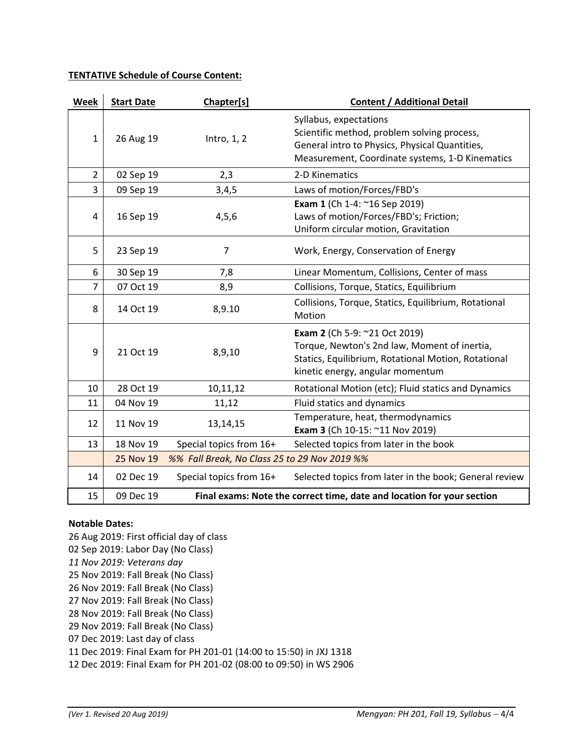**TENTATIVE Schedule of Course Content:**

| Week | Start Date | Chapter[s] | Content / Additional Detail |
|---|---|---|---|
| 1 | 26 Aug 19 | Intro, 1, 2 | Syllabus, expectations<br>Scientific method, problem solving process,<br>General intro to Physics, Physical Quantities,<br>Measurement, Coordinate systems, 1-D Kinematics |
| 2 | 02 Sep 19 | 2,3 | 2-D Kinematics |
| 3 | 09 Sep 19 | 3,4,5 | Laws of motion/Forces/FBD's |
| 4 | 16 Sep 19 | 4,5,6 | **Exam 1** (Ch 1-4: ~16 Sep 2019)<br>Laws of motion/Forces/FBD's; Friction;<br>Uniform circular motion, Gravitation |
| 5 | 23 Sep 19 | 7 | Work, Energy, Conservation of Energy |
| 6 | 30 Sep 19 | 7,8 | Linear Momentum, Collisions, Center of mass |
| 7 | 07 Oct 19 | 8,9 | Collisions, Torque, Statics, Equilibrium |
| 8 | 14 Oct 19 | 8,9.10 | Collisions, Torque, Statics, Equilibrium, Rotational Motion |
| 9 | 21 Oct 19 | 8,9,10 | **Exam 2** (Ch 5-9: ~21 Oct 2019)<br>Torque, Newton's 2nd law, Moment of inertia,<br>Statics, Equilibrium, Rotational Motion, Rotational kinetic energy, angular momentum |
| 10 | 28 Oct 19 | 10,11,12 | Rotational Motion (etc); Fluid statics and Dynamics |
| 11 | 04 Nov 19 | 11,12 | Fluid statics and dynamics |
| 12 | 11 Nov 19 | 13,14,15 | Temperature, heat, thermodynamics<br>**Exam 3** (Ch 10-15: ~11 Nov 2019) |
| 13 | 18 Nov 19 | Special topics from 16+ | Selected topics from later in the book |
| | 25 Nov 19 | *%% Fall Break, No Class 25 to 29 Nov 2019 %%* | |
| 14 | 02 Dec 19 | Special topics from 16+ | Selected topics from later in the book; General review |
| 15 | 09 Dec 19 | **Final exams: Note the correct time, date and location for your section** | |

**Notable Dates:**

26 Aug 2019: First official day of class
02 Sep 2019: Labor Day (No Class)
*11 Nov 2019: Veterans day*
25 Nov 2019: Fall Break (No Class)
26 Nov 2019: Fall Break (No Class)
27 Nov 2019: Fall Break (No Class)
28 Nov 2019: Fall Break (No Class)
29 Nov 2019: Fall Break (No Class)
07 Dec 2019: Last day of class
11 Dec 2019: Final Exam for PH 201-01 (14:00 to 15:50) in JXJ 1318
12 Dec 2019: Final Exam for PH 201-02 (08:00 to 09:50) in WS 2906

*(Ver 1. Revised 20 Aug 2019)*